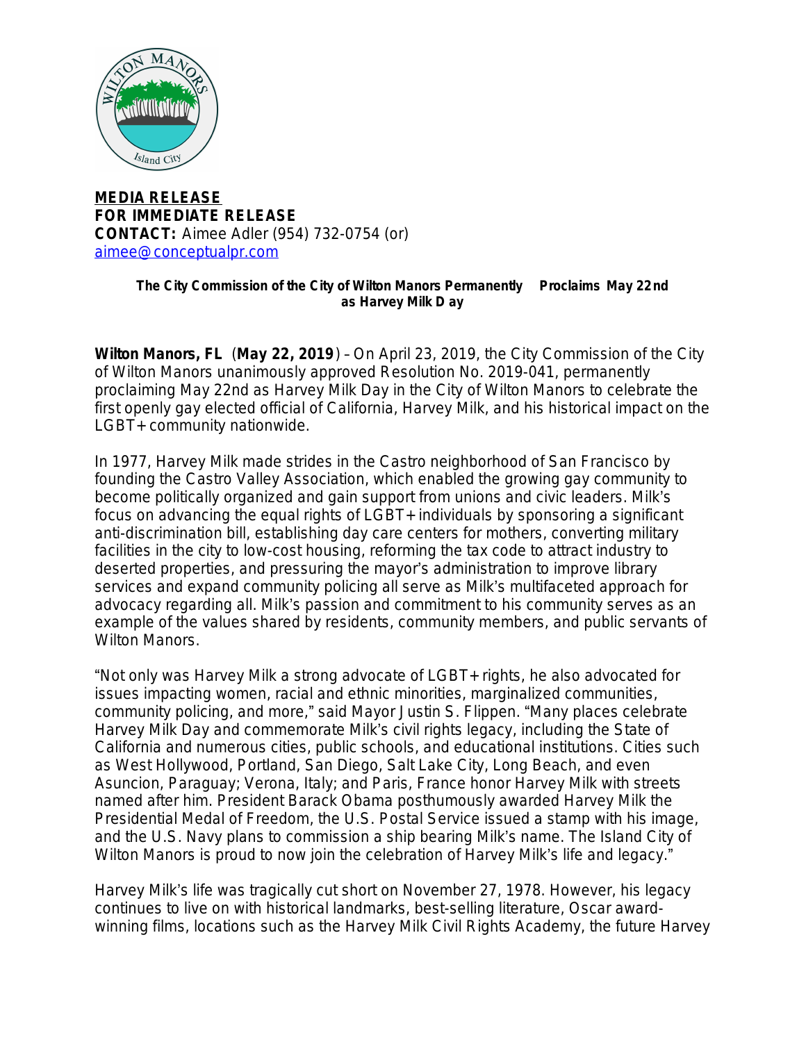**MEDIA RELEASE**
**FOR IMMEDIATE RELEASE**
**CONTACT:** Aimee Adler (954) 732-0754 (or)
aimee@conceptualpr.com

**The City Commission of the City of Wilton Manors Permanently Proclaims May 22nd as Harvey Milk Day**

**Wilton Manors, FL** (**May 22, 2019**) – On April 23, 2019, the City Commission of the City of Wilton Manors unanimously approved Resolution No. 2019-041, permanently proclaiming May 22nd as Harvey Milk Day in the City of Wilton Manors to celebrate the first openly gay elected official of California, Harvey Milk, and his historical impact on the LGBT+ community nationwide.

In 1977, Harvey Milk made strides in the Castro neighborhood of San Francisco by founding the Castro Valley Association, which enabled the growing gay community to become politically organized and gain support from unions and civic leaders. Milk's focus on advancing the equal rights of LGBT+ individuals by sponsoring a significant anti-discrimination bill, establishing day care centers for mothers, converting military facilities in the city to low-cost housing, reforming the tax code to attract industry to deserted properties, and pressuring the mayor's administration to improve library services and expand community policing all serve as Milk's multifaceted approach for advocacy regarding all. Milk's passion and commitment to his community serves as an example of the values shared by residents, community members, and public servants of Wilton Manors.

"Not only was Harvey Milk a strong advocate of LGBT+ rights, he also advocated for issues impacting women, racial and ethnic minorities, marginalized communities, community policing, and more," said Mayor Justin S. Flippen. "Many places celebrate Harvey Milk Day and commemorate Milk's civil rights legacy, including the State of California and numerous cities, public schools, and educational institutions. Cities such as West Hollywood, Portland, San Diego, Salt Lake City, Long Beach, and even Asuncion, Paraguay; Verona, Italy; and Paris, France honor Harvey Milk with streets named after him. President Barack Obama posthumously awarded Harvey Milk the Presidential Medal of Freedom, the U.S. Postal Service issued a stamp with his image, and the U.S. Navy plans to commission a ship bearing Milk's name. The Island City of Wilton Manors is proud to now join the celebration of Harvey Milk's life and legacy."

Harvey Milk's life was tragically cut short on November 27, 1978. However, his legacy continues to live on with historical landmarks, best-selling literature, Oscar award-winning films, locations such as the Harvey Milk Civil Rights Academy, the future Harvey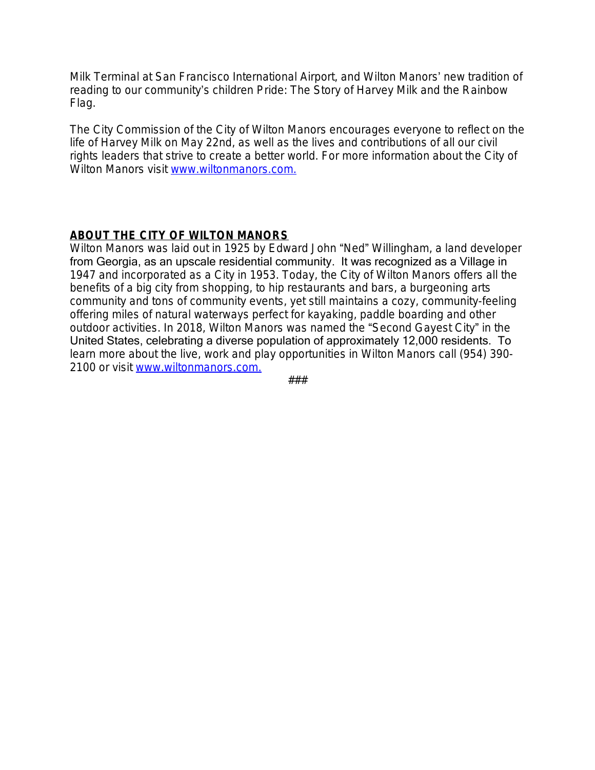Milk Terminal at San Francisco International Airport, and Wilton Manors' new tradition of reading to our community's children Pride: The Story of Harvey Milk and the Rainbow Flag.

The City Commission of the City of Wilton Manors encourages everyone to reflect on the life of Harvey Milk on May 22nd, as well as the lives and contributions of all our civil rights leaders that strive to create a better world. For more information about the City of Wilton Manors visit [www.wiltonmanors.com.](http://www.wiltonmanors.com)

**ABOUT THE CITY OF WILTON MANORS**

Wilton Manors was laid out in 1925 by Edward John "Ned" Willingham, a land developer from Georgia, as an upscale residential community. It was recognized as a Village in 1947 and incorporated as a City in 1953. Today, the City of Wilton Manors offers all the benefits of a big city from shopping, to hip restaurants and bars, a burgeoning arts community and tons of community events, yet still maintains a cozy, community-feeling offering miles of natural waterways perfect for kayaking, paddle boarding and other outdoor activities. In 2018, Wilton Manors was named the "Second Gayest City" in the United States, celebrating a diverse population of approximately 12,000 residents. To learn more about the live, work and play opportunities in Wilton Manors call (954) 390-2100 or visit [www.wiltonmanors.com.](http://www.wiltonmanors.com)

###